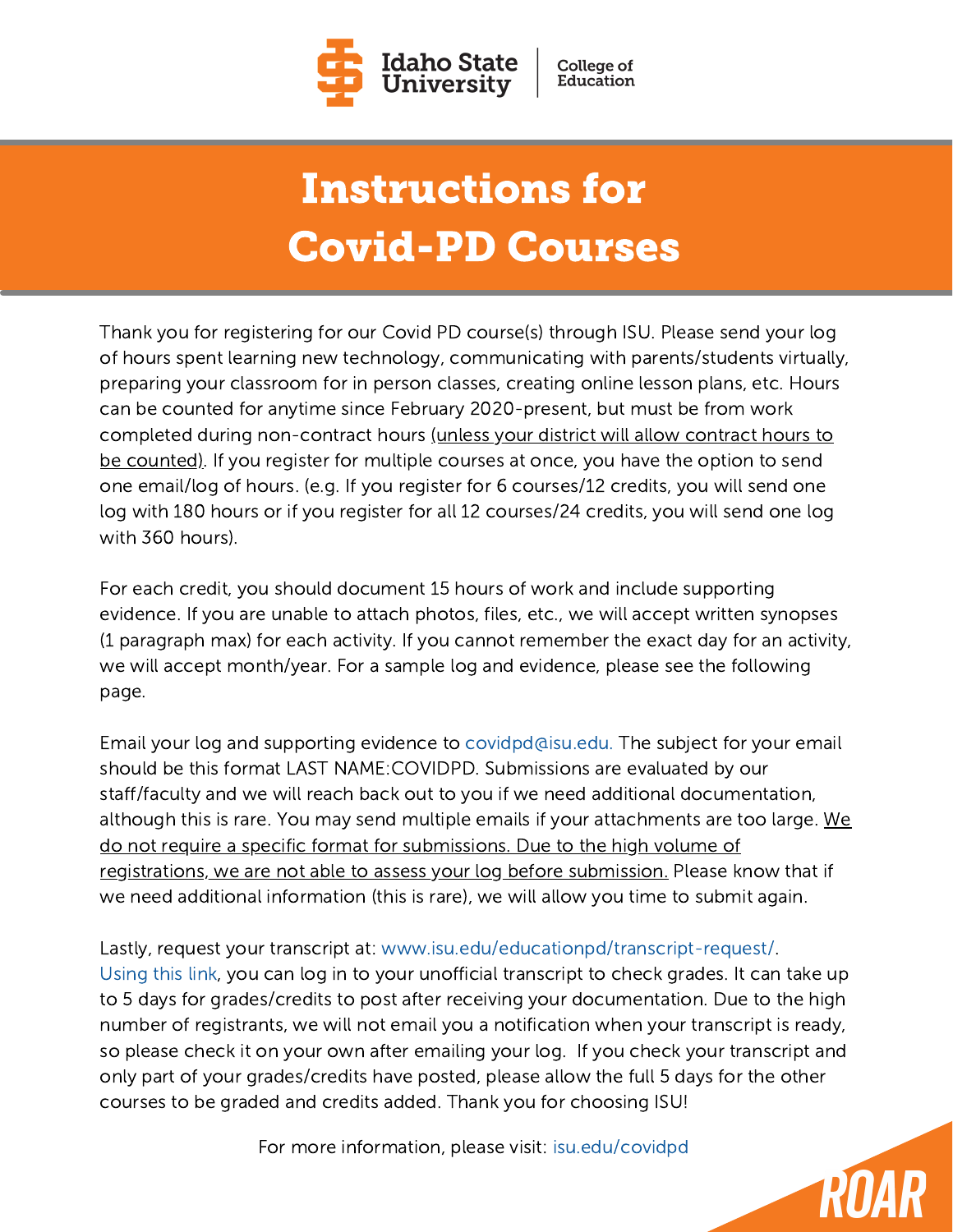Idaho State University | College of Education

# Instructions for Covid-PD Courses

Thank you for registering for our Covid PD course(s) through ISU. Please send your log of hours spent learning new technology, communicating with parents/students virtually, preparing your classroom for in person classes, creating online lesson plans, etc. Hours can be counted for anytime since February 2020-present, but must be from work completed during non-contract hours (unless your district will allow contract hours to be counted). If you register for multiple courses at once, you have the option to send one email/log of hours. (e.g. If you register for 6 courses/12 credits, you will send one log with 180 hours or if you register for all 12 courses/24 credits, you will send one log with 360 hours).

For each credit, you should document 15 hours of work and include supporting evidence. If you are unable to attach photos, files, etc., we will accept written synopses (1 paragraph max) for each activity. If you cannot remember the exact day for an activity, we will accept month/year. For a sample log and evidence, please see the following page.

Email your log and supporting evidence to covidpd@isu.edu. The subject for your email should be this format LAST NAME:COVIDPD. Submissions are evaluated by our staff/faculty and we will reach back out to you if we need additional documentation, although this is rare. You may send multiple emails if your attachments are too large. We do not require a specific format for submissions. Due to the high volume of registrations, we are not able to assess your log before submission. Please know that if we need additional information (this is rare), we will allow you time to submit again.

Lastly, request your transcript at: www.isu.edu/educationpd/transcript-request/. Using this link, you can log in to your unofficial transcript to check grades. It can take up to 5 days for grades/credits to post after receiving your documentation. Due to the high number of registrants, we will not email you a notification when your transcript is ready, so please check it on your own after emailing your log. If you check your transcript and only part of your grades/credits have posted, please allow the full 5 days for the other courses to be graded and credits added. Thank you for choosing ISU!

For more information, please visit: isu.edu/covidpd

ROAR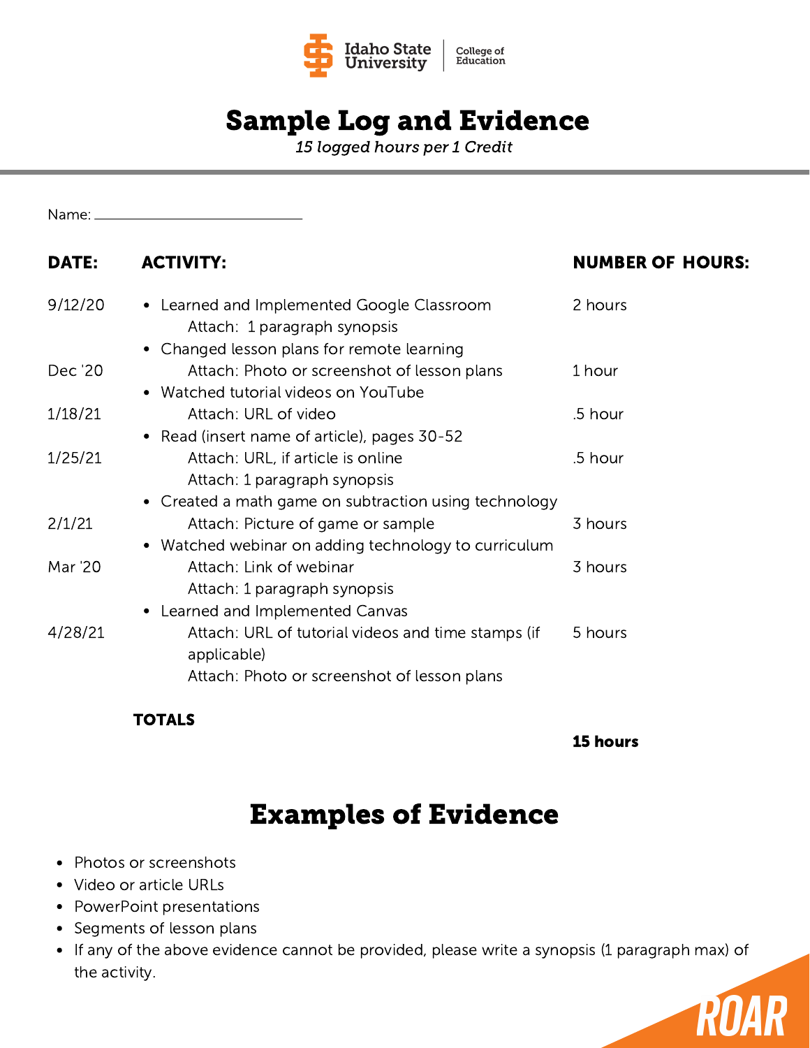Idaho State University | College of Education

# Sample Log and Evidence

*15 logged hours per 1 Credit*

Name: ______________________________

| DATE: | ACTIVITY: | NUMBER OF HOURS: |
|---|---|---|
| 9/12/20 | • Learned and Implemented Google Classroom<br>Attach: 1 paragraph synopsis | 2 hours |
| Dec '20 | • Changed lesson plans for remote learning<br>Attach: Photo or screenshot of lesson plans | 1 hour |
| 1/18/21 | • Watched tutorial videos on YouTube<br>Attach: URL of video | .5 hour |
| 1/25/21 | • Read (insert name of article), pages 30-52<br>Attach: URL, if article is online<br>Attach: 1 paragraph synopsis | .5 hour |
| 2/1/21 | • Created a math game on subtraction using technology<br>Attach: Picture of game or sample | 3 hours |
| Mar '20 | • Watched webinar on adding technology to curriculum<br>Attach: Link of webinar<br>Attach: 1 paragraph synopsis | 3 hours |
| 4/28/21 | • Learned and Implemented Canvas<br>Attach: URL of tutorial videos and time stamps (if applicable)<br>Attach: Photo or screenshot of lesson plans | 5 hours |
| | **TOTALS** | **15 hours** |

# Examples of Evidence

- Photos or screenshots
- Video or article URLs
- PowerPoint presentations
- Segments of lesson plans
- If any of the above evidence cannot be provided, please write a synopsis (1 paragraph max) of the activity.